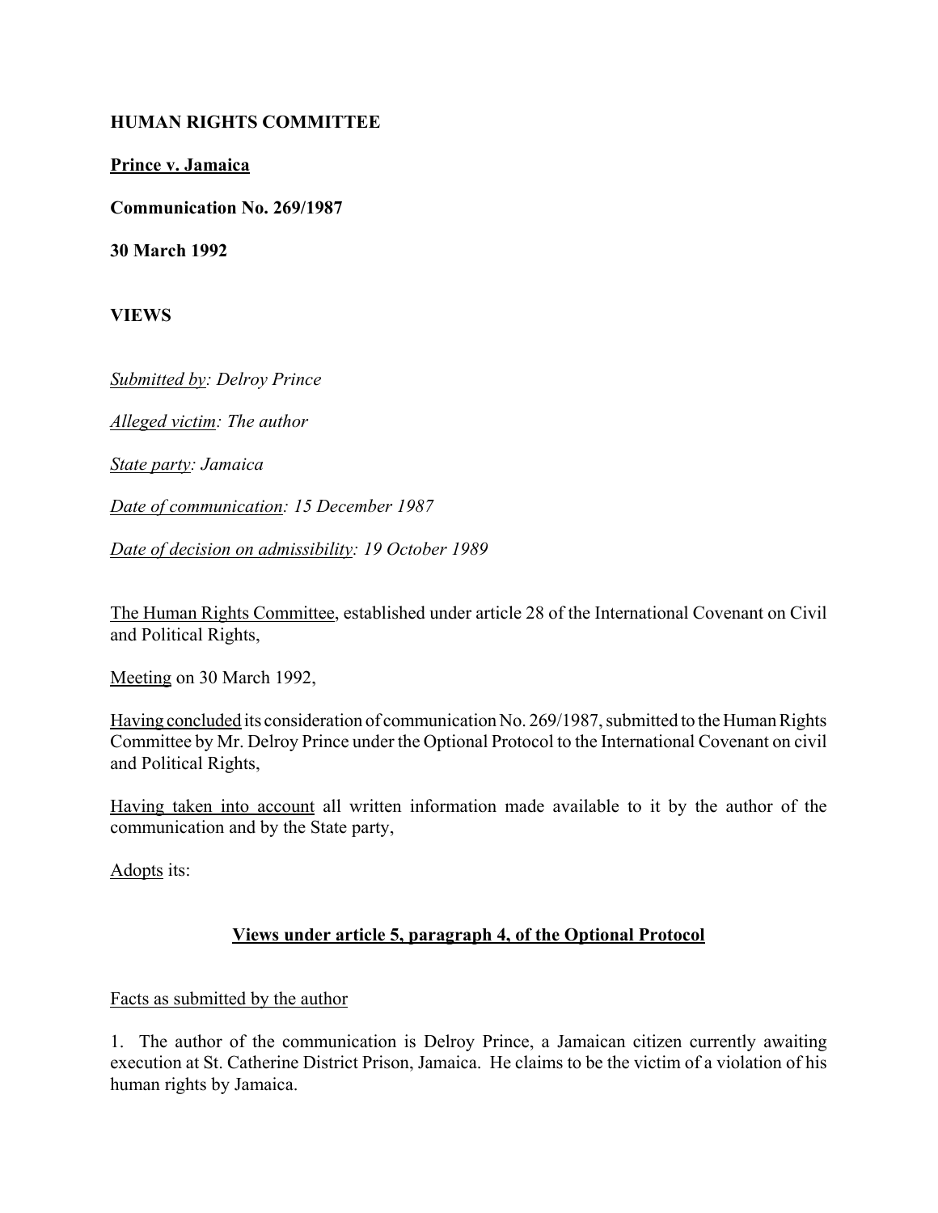**HUMAN RIGHTS COMMITTEE**

**Prince v. Jamaica**

**Communication No. 269/1987**

**30 March 1992**

**VIEWS**

*Submitted by: Delroy Prince*

*Alleged victim: The author*

*State party: Jamaica*

*Date of communication: 15 December 1987*

*Date of decision on admissibility: 19 October 1989*

The Human Rights Committee, established under article 28 of the International Covenant on Civil and Political Rights,

Meeting on 30 March 1992,

Having concluded its consideration of communication No. 269/1987, submitted to the Human Rights Committee by Mr. Delroy Prince under the Optional Protocol to the International Covenant on civil and Political Rights,

Having taken into account all written information made available to it by the author of the communication and by the State party,

Adopts its:

## Views under article 5, paragraph 4, of the Optional Protocol

Facts as submitted by the author

1. The author of the communication is Delroy Prince, a Jamaican citizen currently awaiting execution at St. Catherine District Prison, Jamaica. He claims to be the victim of a violation of his human rights by Jamaica.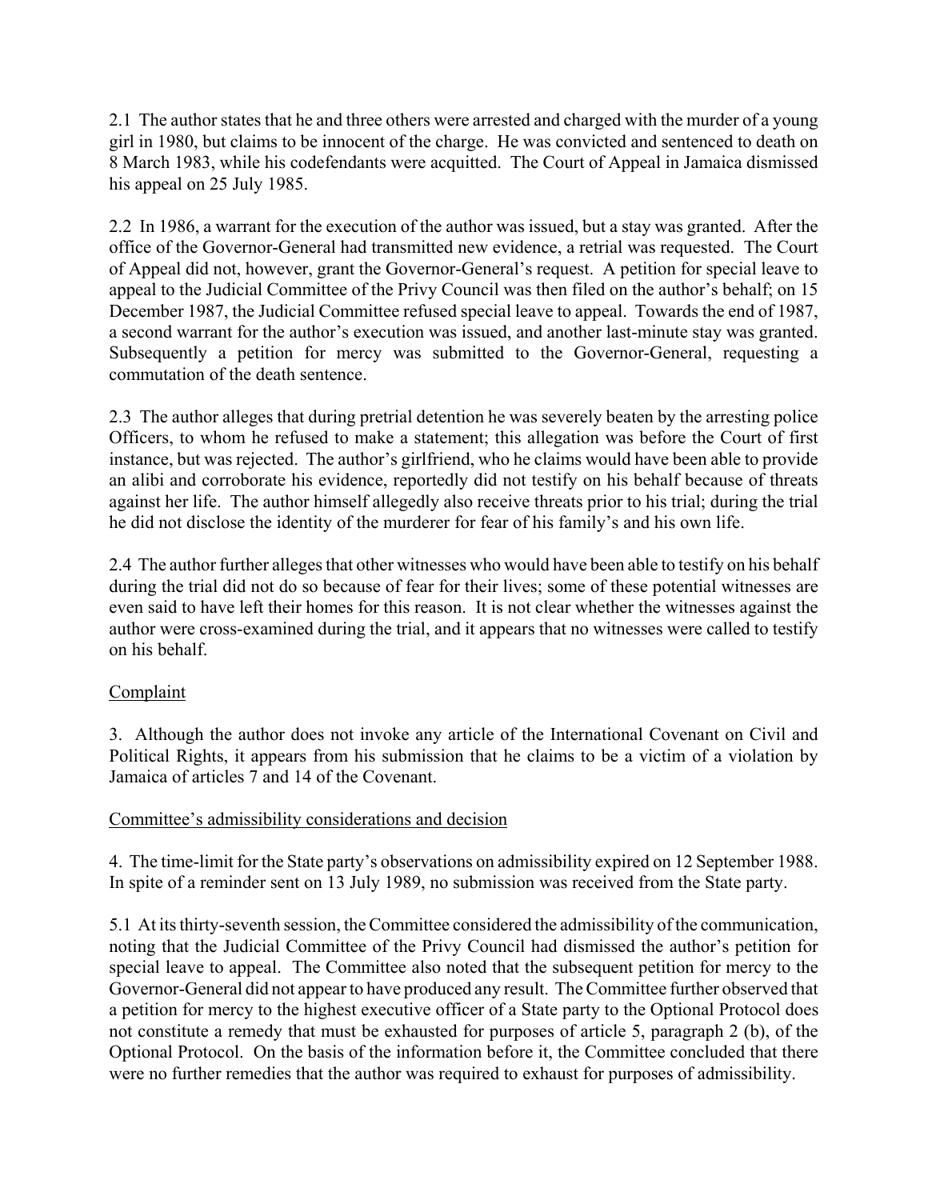2.1 The author states that he and three others were arrested and charged with the murder of a young girl in 1980, but claims to be innocent of the charge. He was convicted and sentenced to death on 8 March 1983, while his codefendants were acquitted. The Court of Appeal in Jamaica dismissed his appeal on 25 July 1985.

2.2 In 1986, a warrant for the execution of the author was issued, but a stay was granted. After the office of the Governor-General had transmitted new evidence, a retrial was requested. The Court of Appeal did not, however, grant the Governor-General's request. A petition for special leave to appeal to the Judicial Committee of the Privy Council was then filed on the author's behalf; on 15 December 1987, the Judicial Committee refused special leave to appeal. Towards the end of 1987, a second warrant for the author's execution was issued, and another last-minute stay was granted. Subsequently a petition for mercy was submitted to the Governor-General, requesting a commutation of the death sentence.

2.3 The author alleges that during pretrial detention he was severely beaten by the arresting police Officers, to whom he refused to make a statement; this allegation was before the Court of first instance, but was rejected. The author's girlfriend, who he claims would have been able to provide an alibi and corroborate his evidence, reportedly did not testify on his behalf because of threats against her life. The author himself allegedly also receive threats prior to his trial; during the trial he did not disclose the identity of the murderer for fear of his family's and his own life.

2.4 The author further alleges that other witnesses who would have been able to testify on his behalf during the trial did not do so because of fear for their lives; some of these potential witnesses are even said to have left their homes for this reason. It is not clear whether the witnesses against the author were cross-examined during the trial, and it appears that no witnesses were called to testify on his behalf.

## Complaint

3. Although the author does not invoke any article of the International Covenant on Civil and Political Rights, it appears from his submission that he claims to be a victim of a violation by Jamaica of articles 7 and 14 of the Covenant.

## Committee's admissibility considerations and decision

4. The time-limit for the State party's observations on admissibility expired on 12 September 1988. In spite of a reminder sent on 13 July 1989, no submission was received from the State party.

5.1 At its thirty-seventh session, the Committee considered the admissibility of the communication, noting that the Judicial Committee of the Privy Council had dismissed the author's petition for special leave to appeal. The Committee also noted that the subsequent petition for mercy to the Governor-General did not appear to have produced any result. The Committee further observed that a petition for mercy to the highest executive officer of a State party to the Optional Protocol does not constitute a remedy that must be exhausted for purposes of article 5, paragraph 2 (b), of the Optional Protocol. On the basis of the information before it, the Committee concluded that there were no further remedies that the author was required to exhaust for purposes of admissibility.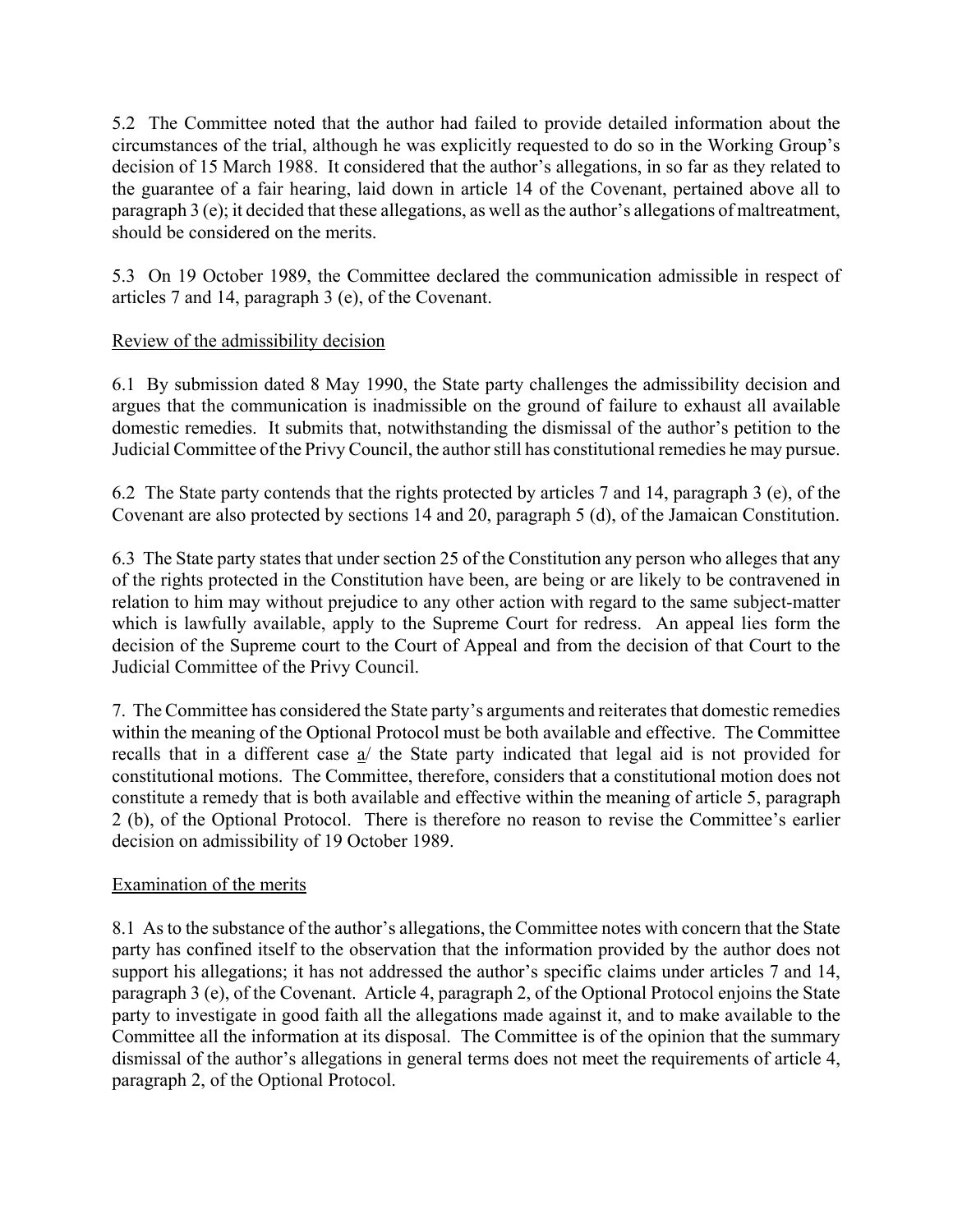5.2 The Committee noted that the author had failed to provide detailed information about the circumstances of the trial, although he was explicitly requested to do so in the Working Group's decision of 15 March 1988. It considered that the author's allegations, in so far as they related to the guarantee of a fair hearing, laid down in article 14 of the Covenant, pertained above all to paragraph 3 (e); it decided that these allegations, as well as the author's allegations of maltreatment, should be considered on the merits.

5.3 On 19 October 1989, the Committee declared the communication admissible in respect of articles 7 and 14, paragraph 3 (e), of the Covenant.

Review of the admissibility decision

6.1 By submission dated 8 May 1990, the State party challenges the admissibility decision and argues that the communication is inadmissible on the ground of failure to exhaust all available domestic remedies. It submits that, notwithstanding the dismissal of the author's petition to the Judicial Committee of the Privy Council, the author still has constitutional remedies he may pursue.

6.2 The State party contends that the rights protected by articles 7 and 14, paragraph 3 (e), of the Covenant are also protected by sections 14 and 20, paragraph 5 (d), of the Jamaican Constitution.

6.3 The State party states that under section 25 of the Constitution any person who alleges that any of the rights protected in the Constitution have been, are being or are likely to be contravened in relation to him may without prejudice to any other action with regard to the same subject-matter which is lawfully available, apply to the Supreme Court for redress. An appeal lies form the decision of the Supreme court to the Court of Appeal and from the decision of that Court to the Judicial Committee of the Privy Council.

7. The Committee has considered the State party's arguments and reiterates that domestic remedies within the meaning of the Optional Protocol must be both available and effective. The Committee recalls that in a different case a/ the State party indicated that legal aid is not provided for constitutional motions. The Committee, therefore, considers that a constitutional motion does not constitute a remedy that is both available and effective within the meaning of article 5, paragraph 2 (b), of the Optional Protocol. There is therefore no reason to revise the Committee's earlier decision on admissibility of 19 October 1989.

Examination of the merits

8.1 As to the substance of the author's allegations, the Committee notes with concern that the State party has confined itself to the observation that the information provided by the author does not support his allegations; it has not addressed the author's specific claims under articles 7 and 14, paragraph 3 (e), of the Covenant. Article 4, paragraph 2, of the Optional Protocol enjoins the State party to investigate in good faith all the allegations made against it, and to make available to the Committee all the information at its disposal. The Committee is of the opinion that the summary dismissal of the author's allegations in general terms does not meet the requirements of article 4, paragraph 2, of the Optional Protocol.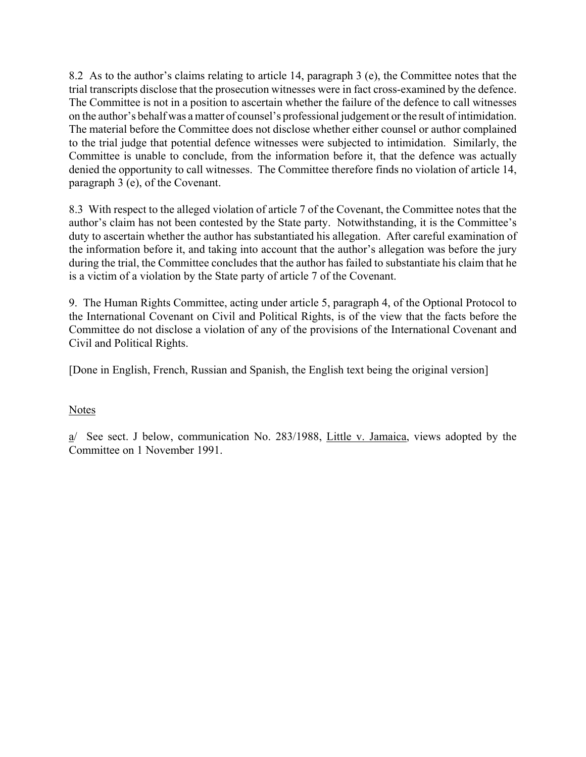8.2 As to the author's claims relating to article 14, paragraph 3 (e), the Committee notes that the trial transcripts disclose that the prosecution witnesses were in fact cross-examined by the defence. The Committee is not in a position to ascertain whether the failure of the defence to call witnesses on the author's behalf was a matter of counsel's professional judgement or the result of intimidation. The material before the Committee does not disclose whether either counsel or author complained to the trial judge that potential defence witnesses were subjected to intimidation. Similarly, the Committee is unable to conclude, from the information before it, that the defence was actually denied the opportunity to call witnesses. The Committee therefore finds no violation of article 14, paragraph 3 (e), of the Covenant.

8.3 With respect to the alleged violation of article 7 of the Covenant, the Committee notes that the author's claim has not been contested by the State party. Notwithstanding, it is the Committee's duty to ascertain whether the author has substantiated his allegation. After careful examination of the information before it, and taking into account that the author's allegation was before the jury during the trial, the Committee concludes that the author has failed to substantiate his claim that he is a victim of a violation by the State party of article 7 of the Covenant.

9. The Human Rights Committee, acting under article 5, paragraph 4, of the Optional Protocol to the International Covenant on Civil and Political Rights, is of the view that the facts before the Committee do not disclose a violation of any of the provisions of the International Covenant and Civil and Political Rights.

[Done in English, French, Russian and Spanish, the English text being the original version]

Notes

a/ See sect. J below, communication No. 283/1988, Little v. Jamaica, views adopted by the Committee on 1 November 1991.